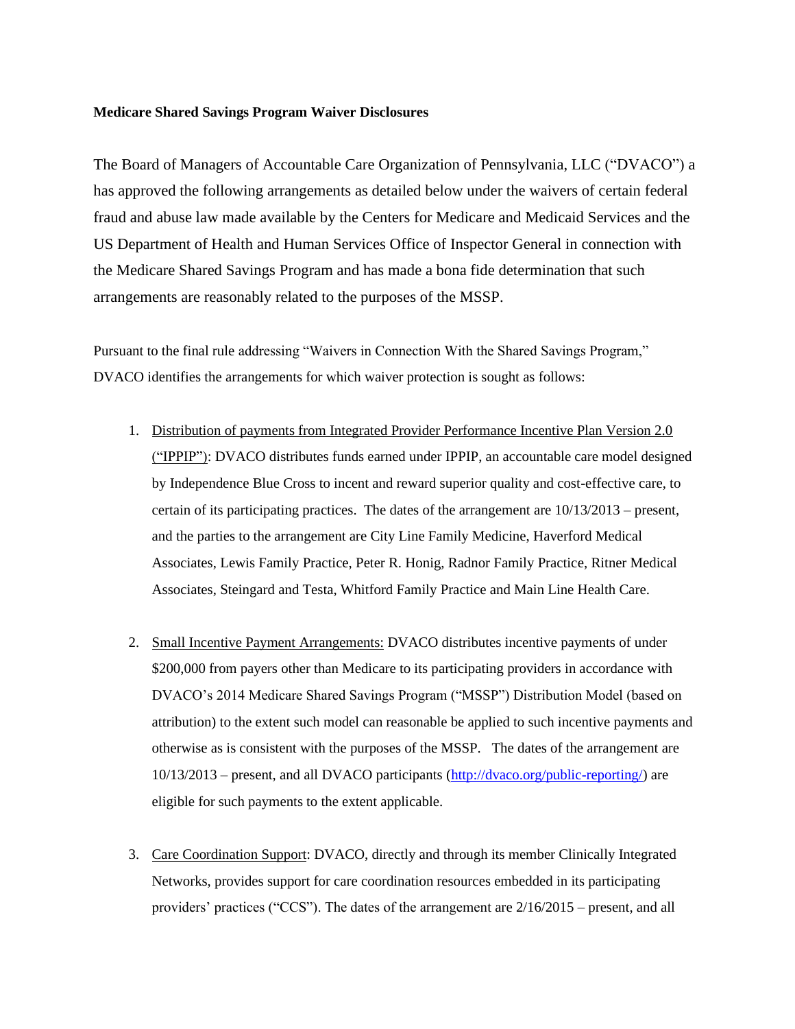**Medicare Shared Savings Program Waiver Disclosures**

The Board of Managers of Accountable Care Organization of Pennsylvania, LLC ("DVACO") a has approved the following arrangements as detailed below under the waivers of certain federal fraud and abuse law made available by the Centers for Medicare and Medicaid Services and the US Department of Health and Human Services Office of Inspector General in connection with the Medicare Shared Savings Program and has made a bona fide determination that such arrangements are reasonably related to the purposes of the MSSP.

Pursuant to the final rule addressing "Waivers in Connection With the Shared Savings Program," DVACO identifies the arrangements for which waiver protection is sought as follows:

1. Distribution of payments from Integrated Provider Performance Incentive Plan Version 2.0 ("IPPIP"): DVACO distributes funds earned under IPPIP, an accountable care model designed by Independence Blue Cross to incent and reward superior quality and cost-effective care, to certain of its participating practices. The dates of the arrangement are 10/13/2013 – present, and the parties to the arrangement are City Line Family Medicine, Haverford Medical Associates, Lewis Family Practice, Peter R. Honig, Radnor Family Practice, Ritner Medical Associates, Steingard and Testa, Whitford Family Practice and Main Line Health Care.

2. Small Incentive Payment Arrangements: DVACO distributes incentive payments of under $200,000 from payers other than Medicare to its participating providers in accordance with DVACO's 2014 Medicare Shared Savings Program ("MSSP") Distribution Model (based on attribution) to the extent such model can reasonable be applied to such incentive payments and otherwise as is consistent with the purposes of the MSSP. The dates of the arrangement are 10/13/2013 – present, and all DVACO participants (http://dvaco.org/public-reporting/) are eligible for such payments to the extent applicable.

3. Care Coordination Support: DVACO, directly and through its member Clinically Integrated Networks, provides support for care coordination resources embedded in its participating providers' practices ("CCS"). The dates of the arrangement are 2/16/2015 – present, and all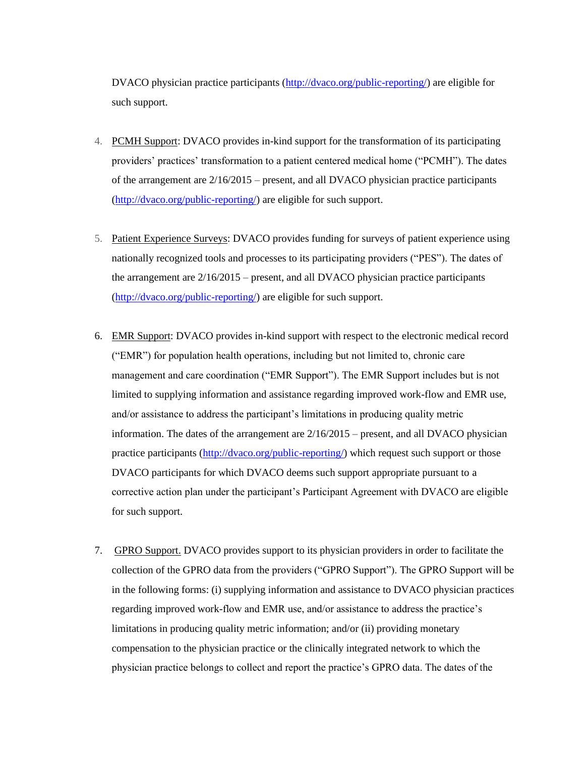DVACO physician practice participants (http://dvaco.org/public-reporting/) are eligible for such support.

4. <u>PCMH Support</u>: DVACO provides in-kind support for the transformation of its participating providers' practices' transformation to a patient centered medical home ("PCMH"). The dates of the arrangement are 2/16/2015 – present, and all DVACO physician practice participants (http://dvaco.org/public-reporting/) are eligible for such support.

5. <u>Patient Experience Surveys</u>: DVACO provides funding for surveys of patient experience using nationally recognized tools and processes to its participating providers ("PES"). The dates of the arrangement are 2/16/2015 – present, and all DVACO physician practice participants (http://dvaco.org/public-reporting/) are eligible for such support.

6. <u>EMR Support</u>: DVACO provides in-kind support with respect to the electronic medical record ("EMR") for population health operations, including but not limited to, chronic care management and care coordination ("EMR Support"). The EMR Support includes but is not limited to supplying information and assistance regarding improved work-flow and EMR use, and/or assistance to address the participant's limitations in producing quality metric information. The dates of the arrangement are 2/16/2015 – present, and all DVACO physician practice participants (http://dvaco.org/public-reporting/) which request such support or those DVACO participants for which DVACO deems such support appropriate pursuant to a corrective action plan under the participant's Participant Agreement with DVACO are eligible for such support.

7. <u>GPRO Support.</u> DVACO provides support to its physician providers in order to facilitate the collection of the GPRO data from the providers ("GPRO Support"). The GPRO Support will be in the following forms: (i) supplying information and assistance to DVACO physician practices regarding improved work-flow and EMR use, and/or assistance to address the practice's limitations in producing quality metric information; and/or (ii) providing monetary compensation to the physician practice or the clinically integrated network to which the physician practice belongs to collect and report the practice's GPRO data. The dates of the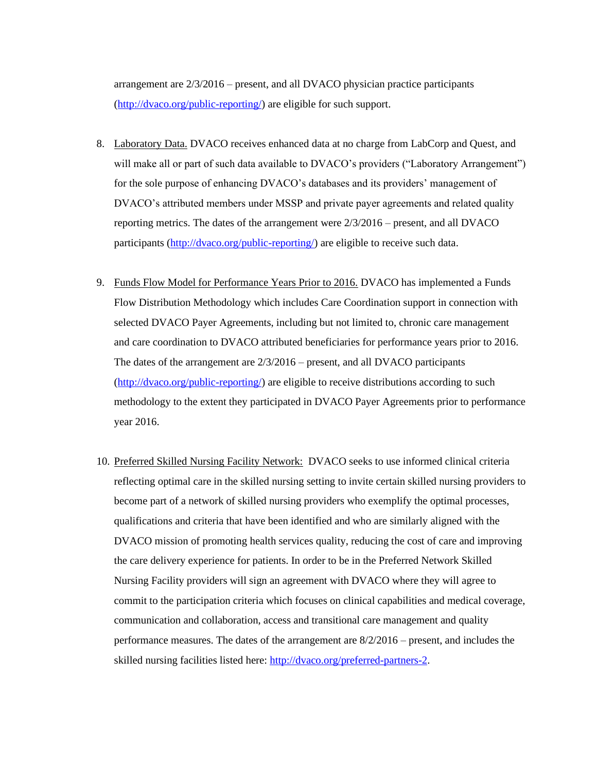arrangement are 2/3/2016 – present, and all DVACO physician practice participants (http://dvaco.org/public-reporting/) are eligible for such support.

8. Laboratory Data. DVACO receives enhanced data at no charge from LabCorp and Quest, and will make all or part of such data available to DVACO's providers ("Laboratory Arrangement") for the sole purpose of enhancing DVACO's databases and its providers' management of DVACO's attributed members under MSSP and private payer agreements and related quality reporting metrics. The dates of the arrangement were 2/3/2016 – present, and all DVACO participants (http://dvaco.org/public-reporting/) are eligible to receive such data.

9. Funds Flow Model for Performance Years Prior to 2016. DVACO has implemented a Funds Flow Distribution Methodology which includes Care Coordination support in connection with selected DVACO Payer Agreements, including but not limited to, chronic care management and care coordination to DVACO attributed beneficiaries for performance years prior to 2016. The dates of the arrangement are 2/3/2016 – present, and all DVACO participants (http://dvaco.org/public-reporting/) are eligible to receive distributions according to such methodology to the extent they participated in DVACO Payer Agreements prior to performance year 2016.

10. Preferred Skilled Nursing Facility Network: DVACO seeks to use informed clinical criteria reflecting optimal care in the skilled nursing setting to invite certain skilled nursing providers to become part of a network of skilled nursing providers who exemplify the optimal processes, qualifications and criteria that have been identified and who are similarly aligned with the DVACO mission of promoting health services quality, reducing the cost of care and improving the care delivery experience for patients. In order to be in the Preferred Network Skilled Nursing Facility providers will sign an agreement with DVACO where they will agree to commit to the participation criteria which focuses on clinical capabilities and medical coverage, communication and collaboration, access and transitional care management and quality performance measures. The dates of the arrangement are 8/2/2016 – present, and includes the skilled nursing facilities listed here: http://dvaco.org/preferred-partners-2.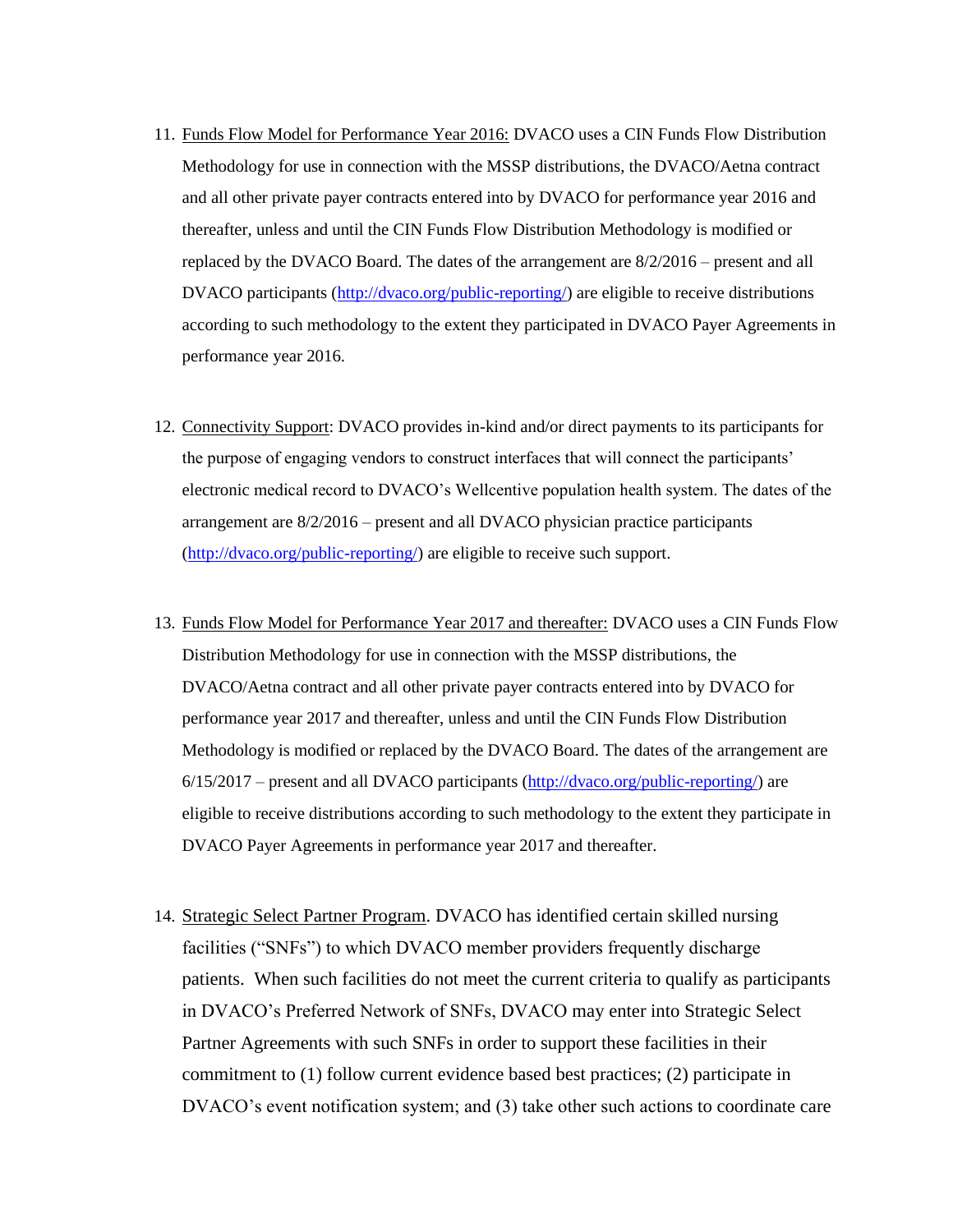11. Funds Flow Model for Performance Year 2016: DVACO uses a CIN Funds Flow Distribution Methodology for use in connection with the MSSP distributions, the DVACO/Aetna contract and all other private payer contracts entered into by DVACO for performance year 2016 and thereafter, unless and until the CIN Funds Flow Distribution Methodology is modified or replaced by the DVACO Board. The dates of the arrangement are 8/2/2016 – present and all DVACO participants (http://dvaco.org/public-reporting/) are eligible to receive distributions according to such methodology to the extent they participated in DVACO Payer Agreements in performance year 2016.

12. Connectivity Support: DVACO provides in-kind and/or direct payments to its participants for the purpose of engaging vendors to construct interfaces that will connect the participants' electronic medical record to DVACO's Wellcentive population health system. The dates of the arrangement are 8/2/2016 – present and all DVACO physician practice participants (http://dvaco.org/public-reporting/) are eligible to receive such support.

13. Funds Flow Model for Performance Year 2017 and thereafter: DVACO uses a CIN Funds Flow Distribution Methodology for use in connection with the MSSP distributions, the DVACO/Aetna contract and all other private payer contracts entered into by DVACO for performance year 2017 and thereafter, unless and until the CIN Funds Flow Distribution Methodology is modified or replaced by the DVACO Board. The dates of the arrangement are 6/15/2017 – present and all DVACO participants (http://dvaco.org/public-reporting/) are eligible to receive distributions according to such methodology to the extent they participate in DVACO Payer Agreements in performance year 2017 and thereafter.

14. Strategic Select Partner Program. DVACO has identified certain skilled nursing facilities ("SNFs") to which DVACO member providers frequently discharge patients. When such facilities do not meet the current criteria to qualify as participants in DVACO's Preferred Network of SNFs, DVACO may enter into Strategic Select Partner Agreements with such SNFs in order to support these facilities in their commitment to (1) follow current evidence based best practices; (2) participate in DVACO's event notification system; and (3) take other such actions to coordinate care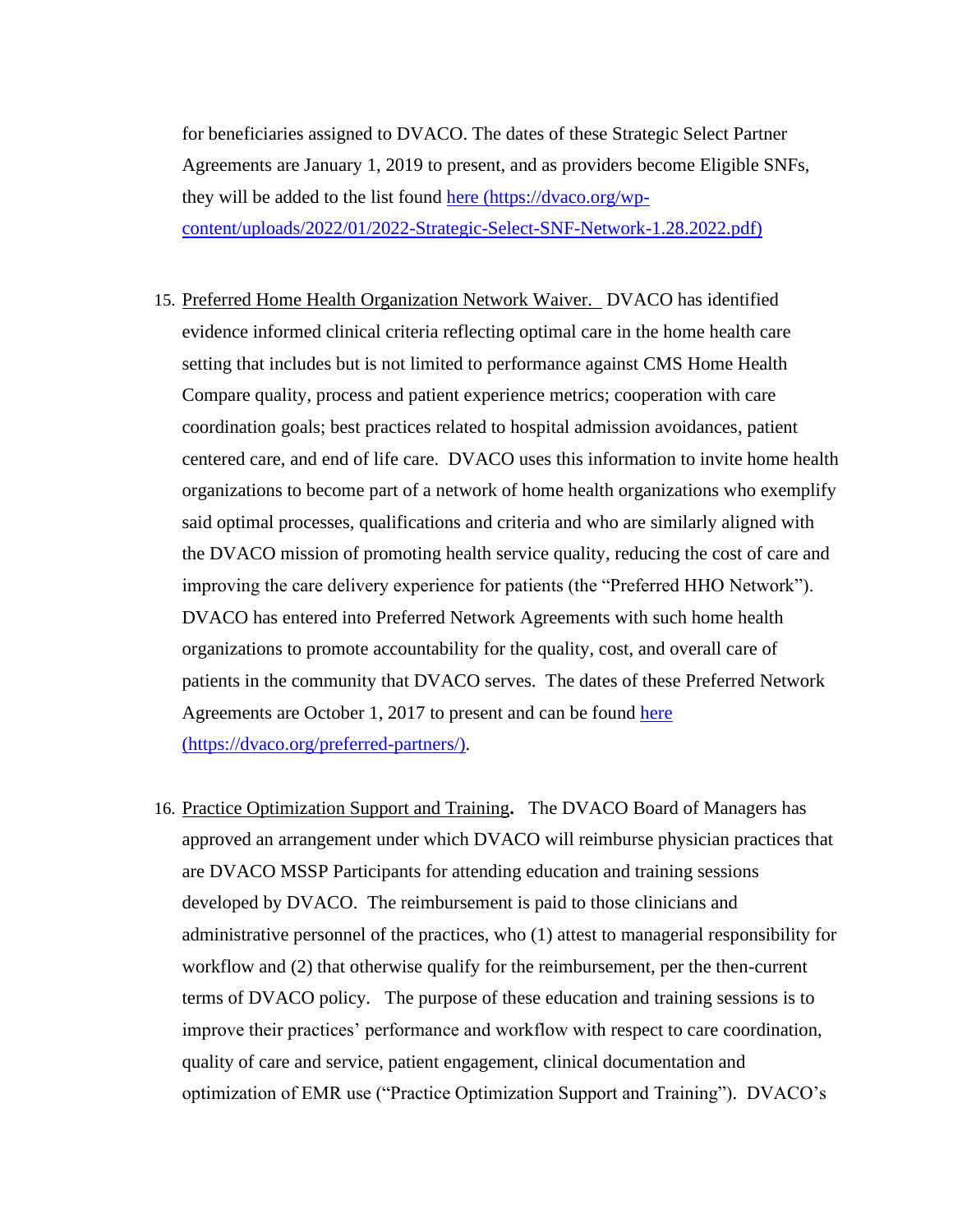for beneficiaries assigned to DVACO. The dates of these Strategic Select Partner Agreements are January 1, 2019 to present, and as providers become Eligible SNFs, they will be added to the list found [here (https://dvaco.org/wp-content/uploads/2022/01/2022-Strategic-Select-SNF-Network-1.28.2022.pdf)](https://dvaco.org/wp-content/uploads/2022/01/2022-Strategic-Select-SNF-Network-1.28.2022.pdf)

15. Preferred Home Health Organization Network Waiver. DVACO has identified evidence informed clinical criteria reflecting optimal care in the home health care setting that includes but is not limited to performance against CMS Home Health Compare quality, process and patient experience metrics; cooperation with care coordination goals; best practices related to hospital admission avoidances, patient centered care, and end of life care. DVACO uses this information to invite home health organizations to become part of a network of home health organizations who exemplify said optimal processes, qualifications and criteria and who are similarly aligned with the DVACO mission of promoting health service quality, reducing the cost of care and improving the care delivery experience for patients (the "Preferred HHO Network"). DVACO has entered into Preferred Network Agreements with such home health organizations to promote accountability for the quality, cost, and overall care of patients in the community that DVACO serves. The dates of these Preferred Network Agreements are October 1, 2017 to present and can be found [here (https://dvaco.org/preferred-partners/)](https://dvaco.org/preferred-partners/).

16. Practice Optimization Support and Training**.** The DVACO Board of Managers has approved an arrangement under which DVACO will reimburse physician practices that are DVACO MSSP Participants for attending education and training sessions developed by DVACO. The reimbursement is paid to those clinicians and administrative personnel of the practices, who (1) attest to managerial responsibility for workflow and (2) that otherwise qualify for the reimbursement, per the then-current terms of DVACO policy. The purpose of these education and training sessions is to improve their practices' performance and workflow with respect to care coordination, quality of care and service, patient engagement, clinical documentation and optimization of EMR use ("Practice Optimization Support and Training"). DVACO's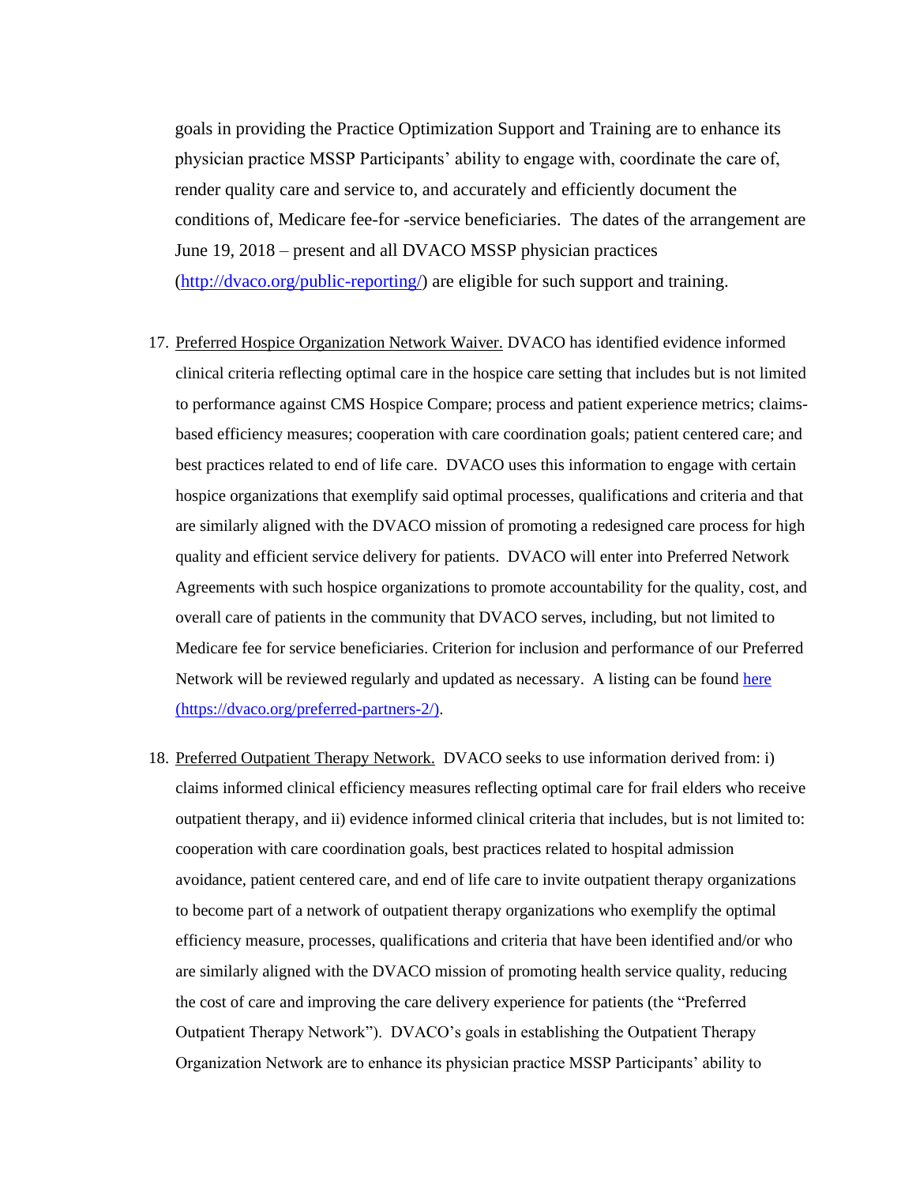goals in providing the Practice Optimization Support and Training are to enhance its physician practice MSSP Participants' ability to engage with, coordinate the care of, render quality care and service to, and accurately and efficiently document the conditions of, Medicare fee-for -service beneficiaries. The dates of the arrangement are June 19, 2018 – present and all DVACO MSSP physician practices ([http://dvaco.org/public-reporting/](http://dvaco.org/public-reporting/)) are eligible for such support and training.

17. Preferred Hospice Organization Network Waiver. DVACO has identified evidence informed clinical criteria reflecting optimal care in the hospice care setting that includes but is not limited to performance against CMS Hospice Compare; process and patient experience metrics; claims-based efficiency measures; cooperation with care coordination goals; patient centered care; and best practices related to end of life care. DVACO uses this information to engage with certain hospice organizations that exemplify said optimal processes, qualifications and criteria and that are similarly aligned with the DVACO mission of promoting a redesigned care process for high quality and efficient service delivery for patients. DVACO will enter into Preferred Network Agreements with such hospice organizations to promote accountability for the quality, cost, and overall care of patients in the community that DVACO serves, including, but not limited to Medicare fee for service beneficiaries. Criterion for inclusion and performance of our Preferred Network will be reviewed regularly and updated as necessary. A listing can be found [here (https://dvaco.org/preferred-partners-2/)](https://dvaco.org/preferred-partners-2/).

18. Preferred Outpatient Therapy Network. DVACO seeks to use information derived from: i) claims informed clinical efficiency measures reflecting optimal care for frail elders who receive outpatient therapy, and ii) evidence informed clinical criteria that includes, but is not limited to: cooperation with care coordination goals, best practices related to hospital admission avoidance, patient centered care, and end of life care to invite outpatient therapy organizations to become part of a network of outpatient therapy organizations who exemplify the optimal efficiency measure, processes, qualifications and criteria that have been identified and/or who are similarly aligned with the DVACO mission of promoting health service quality, reducing the cost of care and improving the care delivery experience for patients (the "Preferred Outpatient Therapy Network"). DVACO's goals in establishing the Outpatient Therapy Organization Network are to enhance its physician practice MSSP Participants' ability to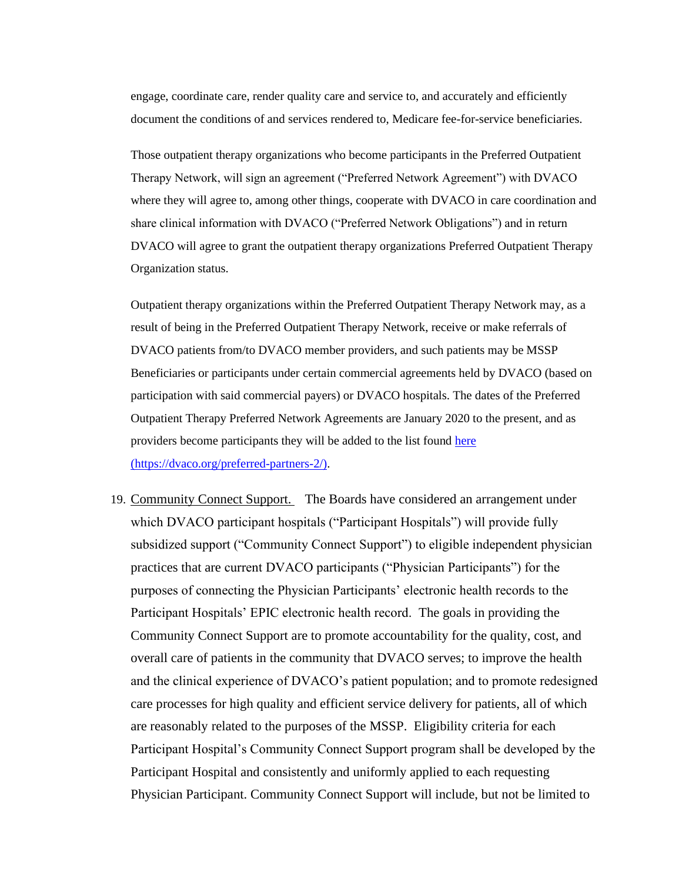engage, coordinate care, render quality care and service to, and accurately and efficiently document the conditions of and services rendered to, Medicare fee-for-service beneficiaries.

Those outpatient therapy organizations who become participants in the Preferred Outpatient Therapy Network, will sign an agreement ("Preferred Network Agreement") with DVACO where they will agree to, among other things, cooperate with DVACO in care coordination and share clinical information with DVACO ("Preferred Network Obligations") and in return DVACO will agree to grant the outpatient therapy organizations Preferred Outpatient Therapy Organization status.

Outpatient therapy organizations within the Preferred Outpatient Therapy Network may, as a result of being in the Preferred Outpatient Therapy Network, receive or make referrals of DVACO patients from/to DVACO member providers, and such patients may be MSSP Beneficiaries or participants under certain commercial agreements held by DVACO (based on participation with said commercial payers) or DVACO hospitals. The dates of the Preferred Outpatient Therapy Preferred Network Agreements are January 2020 to the present, and as providers become participants they will be added to the list found [here (https://dvaco.org/preferred-partners-2/)](https://dvaco.org/preferred-partners-2/).

19. Community Connect Support. The Boards have considered an arrangement under which DVACO participant hospitals ("Participant Hospitals") will provide fully subsidized support ("Community Connect Support") to eligible independent physician practices that are current DVACO participants ("Physician Participants") for the purposes of connecting the Physician Participants' electronic health records to the Participant Hospitals' EPIC electronic health record. The goals in providing the Community Connect Support are to promote accountability for the quality, cost, and overall care of patients in the community that DVACO serves; to improve the health and the clinical experience of DVACO's patient population; and to promote redesigned care processes for high quality and efficient service delivery for patients, all of which are reasonably related to the purposes of the MSSP. Eligibility criteria for each Participant Hospital's Community Connect Support program shall be developed by the Participant Hospital and consistently and uniformly applied to each requesting Physician Participant. Community Connect Support will include, but not be limited to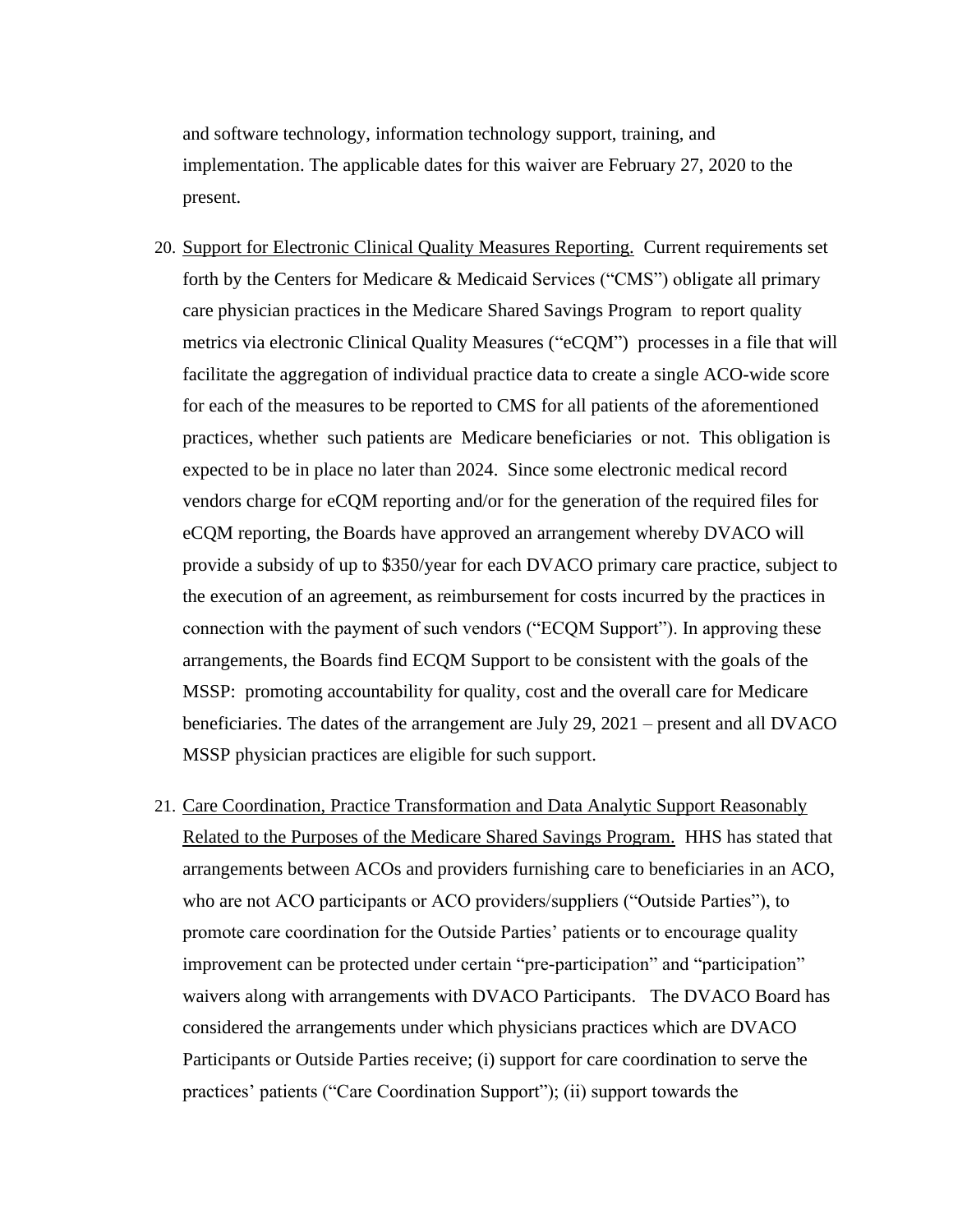and software technology, information technology support, training, and implementation. The applicable dates for this waiver are February 27, 2020 to the present.

20. Support for Electronic Clinical Quality Measures Reporting. Current requirements set forth by the Centers for Medicare & Medicaid Services ("CMS") obligate all primary care physician practices in the Medicare Shared Savings Program to report quality metrics via electronic Clinical Quality Measures ("eCQM") processes in a file that will facilitate the aggregation of individual practice data to create a single ACO-wide score for each of the measures to be reported to CMS for all patients of the aforementioned practices, whether such patients are Medicare beneficiaries or not. This obligation is expected to be in place no later than 2024. Since some electronic medical record vendors charge for eCQM reporting and/or for the generation of the required files for eCQM reporting, the Boards have approved an arrangement whereby DVACO will provide a subsidy of up to $350/year for each DVACO primary care practice, subject to the execution of an agreement, as reimbursement for costs incurred by the practices in connection with the payment of such vendors ("ECQM Support"). In approving these arrangements, the Boards find ECQM Support to be consistent with the goals of the MSSP: promoting accountability for quality, cost and the overall care for Medicare beneficiaries. The dates of the arrangement are July 29, 2021 – present and all DVACO MSSP physician practices are eligible for such support.

21. Care Coordination, Practice Transformation and Data Analytic Support Reasonably Related to the Purposes of the Medicare Shared Savings Program. HHS has stated that arrangements between ACOs and providers furnishing care to beneficiaries in an ACO, who are not ACO participants or ACO providers/suppliers ("Outside Parties"), to promote care coordination for the Outside Parties' patients or to encourage quality improvement can be protected under certain "pre-participation" and "participation" waivers along with arrangements with DVACO Participants. The DVACO Board has considered the arrangements under which physicians practices which are DVACO Participants or Outside Parties receive; (i) support for care coordination to serve the practices' patients ("Care Coordination Support"); (ii) support towards the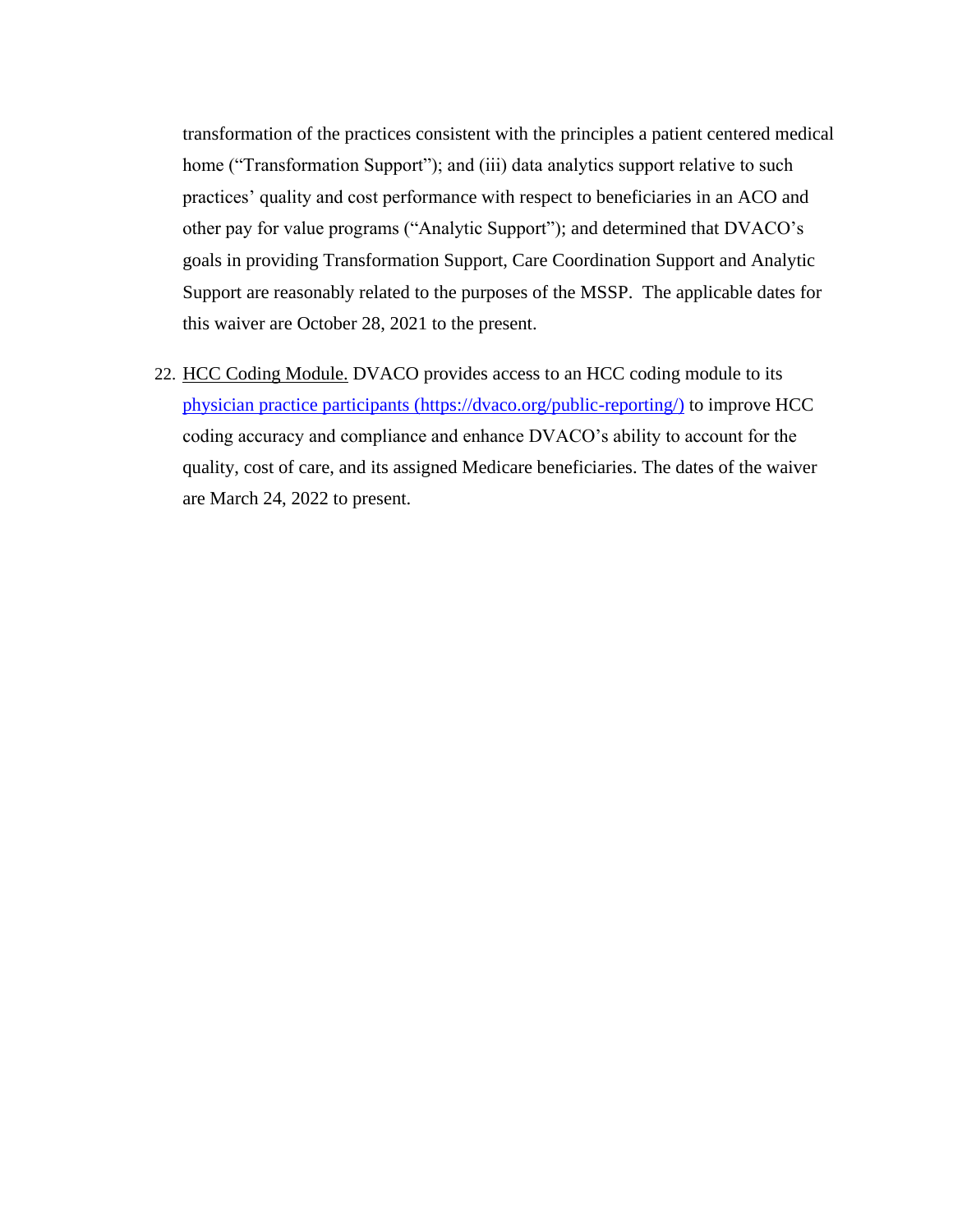transformation of the practices consistent with the principles a patient centered medical home ("Transformation Support"); and (iii) data analytics support relative to such practices' quality and cost performance with respect to beneficiaries in an ACO and other pay for value programs ("Analytic Support"); and determined that DVACO's goals in providing Transformation Support, Care Coordination Support and Analytic Support are reasonably related to the purposes of the MSSP. The applicable dates for this waiver are October 28, 2021 to the present.

22. HCC Coding Module. DVACO provides access to an HCC coding module to its [physician practice participants (https://dvaco.org/public-reporting/)](https://dvaco.org/public-reporting/) to improve HCC coding accuracy and compliance and enhance DVACO's ability to account for the quality, cost of care, and its assigned Medicare beneficiaries. The dates of the waiver are March 24, 2022 to present.